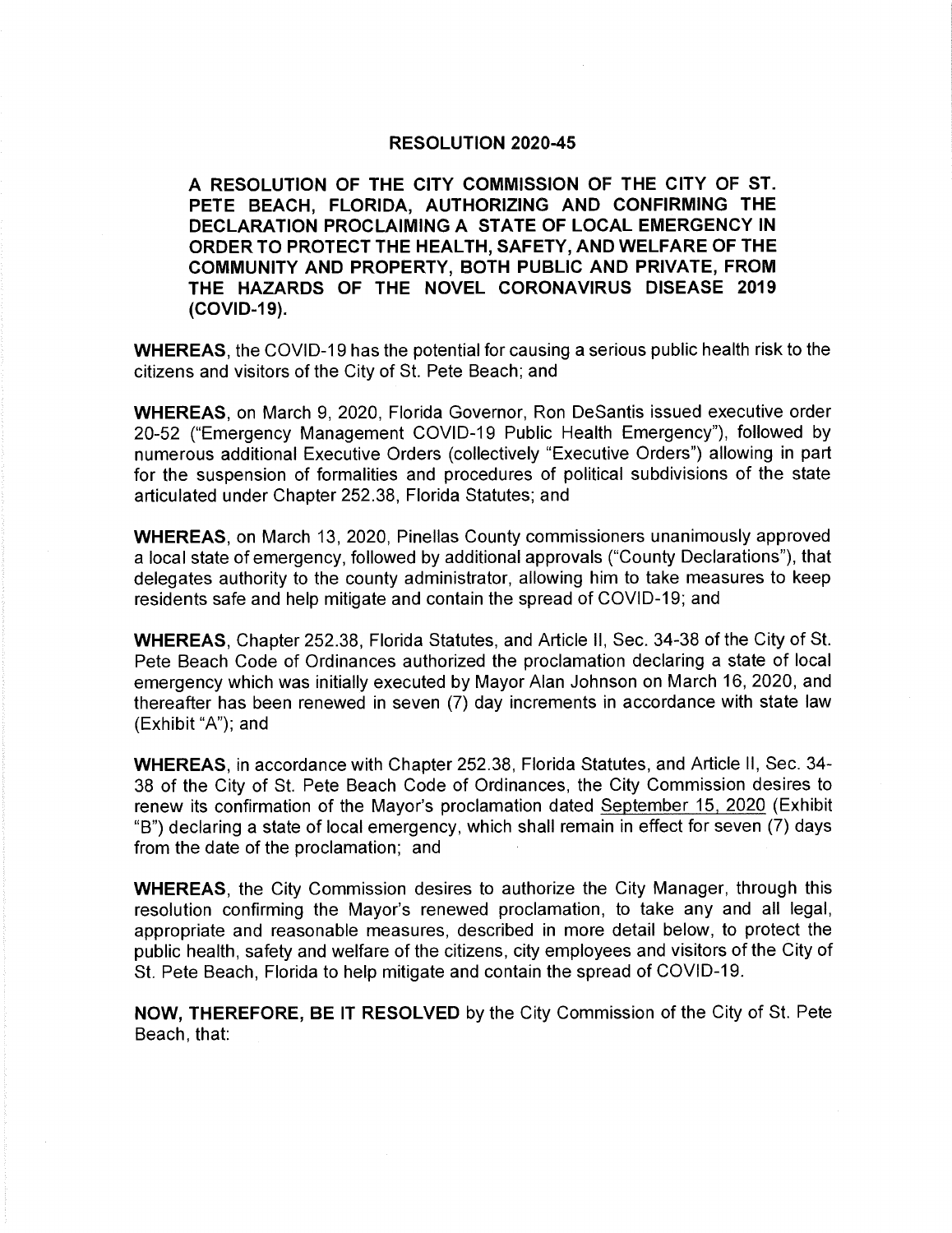# RESOLUTION 2020-45

**A RESOLUTION OF THE CITY COMMISSION OF THE CITY OF ST. PETE BEACH, FLORIDA, AUTHORIZING AND CONFIRMING THE DECLARATION PROCLAIMING A STATE OF LOCAL EMERGENCY IN ORDER TO PROTECT THE HEALTH, SAFETY, AND WELFARE OF THE COMMUNITY AND PROPERTY, BOTH PUBLIC AND PRIVATE, FROM THE HAZARDS OF THE NOVEL CORONAVIRUS DISEASE 2019 (COVID-19).**

**WHEREAS**, the COVID-19 has the potential for causing a serious public health risk to the citizens and visitors of the City of St. Pete Beach; and

**WHEREAS**, on March 9, 2020, Florida Governor, Ron DeSantis issued executive order 20-52 ("Emergency Management COVID-19 Public Health Emergency"), followed by numerous additional Executive Orders (collectively "Executive Orders") allowing in part for the suspension of formalities and procedures of political subdivisions of the state articulated under Chapter 252.38, Florida Statutes; and

**WHEREAS**, on March 13, 2020, Pinellas County commissioners unanimously approved a local state of emergency, followed by additional approvals ("County Declarations"), that delegates authority to the county administrator, allowing him to take measures to keep residents safe and help mitigate and contain the spread of COVID-19; and

**WHEREAS**, Chapter 252.38, Florida Statutes, and Article II, Sec. 34-38 of the City of St. Pete Beach Code of Ordinances authorized the proclamation declaring a state of local emergency which was initially executed by Mayor Alan Johnson on March 16, 2020, and thereafter has been renewed in seven (7) day increments in accordance with state law (Exhibit "A"); and

**WHEREAS**, in accordance with Chapter 252.38, Florida Statutes, and Article II, Sec. 34-38 of the City of St. Pete Beach Code of Ordinances, the City Commission desires to renew its confirmation of the Mayor's proclamation dated September 15, 2020 (Exhibit "B") declaring a state of local emergency, which shall remain in effect for seven (7) days from the date of the proclamation; and

**WHEREAS**, the City Commission desires to authorize the City Manager, through this resolution confirming the Mayor's renewed proclamation, to take any and all legal, appropriate and reasonable measures, described in more detail below, to protect the public health, safety and welfare of the citizens, city employees and visitors of the City of St. Pete Beach, Florida to help mitigate and contain the spread of COVID-19.

**NOW, THEREFORE, BE IT RESOLVED** by the City Commission of the City of St. Pete Beach, that: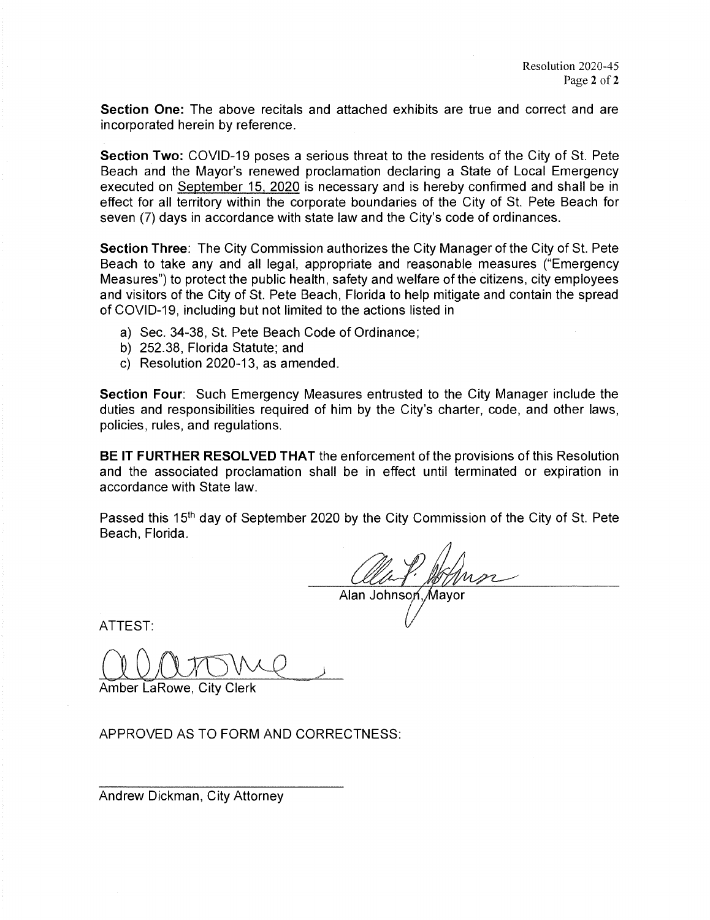**Section One:** The above recitals and attached exhibits are true and correct and are incorporated herein by reference.

**Section Two:** COVID-19 poses a serious threat to the residents of the City of St. Pete Beach and the Mayor's renewed proclamation declaring a State of Local Emergency executed on September 15, 2020 is necessary and is hereby confirmed and shall be in effect for all territory within the corporate boundaries of the City of St. Pete Beach for seven (7) days in accordance with state law and the City's code of ordinances.

**Section Three**: The City Commission authorizes the City Manager of the City of St. Pete Beach to take any and all legal, appropriate and reasonable measures ("Emergency Measures") to protect the public health, safety and welfare of the citizens, city employees and visitors of the City of St. Pete Beach, Florida to help mitigate and contain the spread of COVID-19, including but not limited to the actions listed in

a) Sec. 34-38, St. Pete Beach Code of Ordinance;
b) 252.38, Florida Statute; and
c) Resolution 2020-13, as amended.

**Section Four**: Such Emergency Measures entrusted to the City Manager include the duties and responsibilities required of him by the City's charter, code, and other laws, policies, rules, and regulations.

**BE IT FURTHER RESOLVED THAT** the enforcement of the provisions of this Resolution and the associated proclamation shall be in effect until terminated or expiration in accordance with State law.

Passed this 15th day of September 2020 by the City Commission of the City of St. Pete Beach, Florida.

Alan Johnson, Mayor

ATTEST:

Amber LaRowe, City Clerk

APPROVED AS TO FORM AND CORRECTNESS:

Andrew Dickman, City Attorney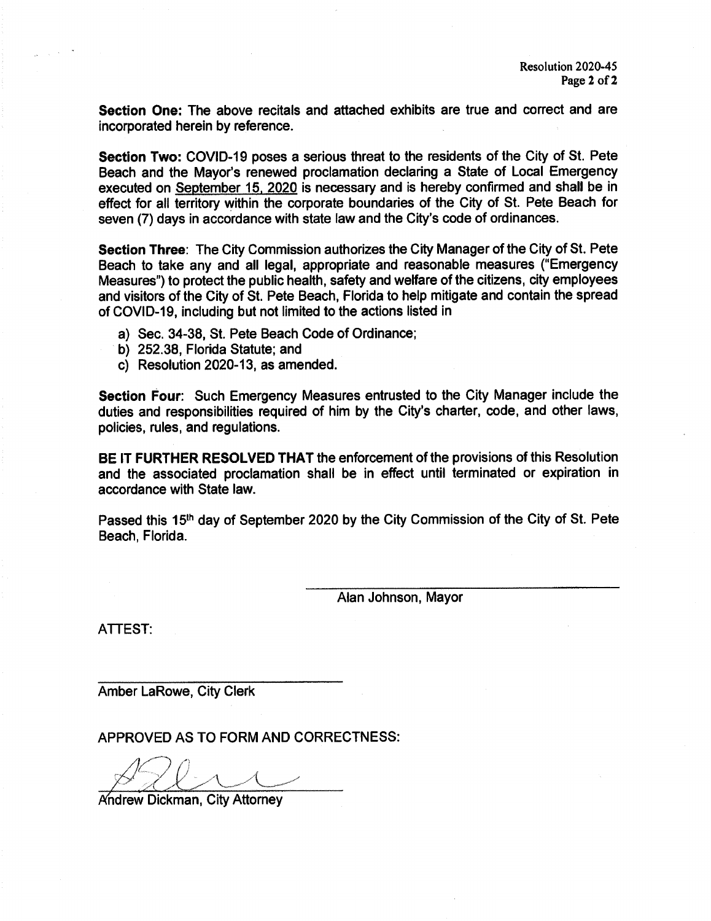**Section One:** The above recitals and attached exhibits are true and correct and are incorporated herein by reference.

**Section Two:** COVID-19 poses a serious threat to the residents of the City of St. Pete Beach and the Mayor's renewed proclamation declaring a State of Local Emergency executed on September 15, 2020 is necessary and is hereby confirmed and shall be in effect for all territory within the corporate boundaries of the City of St. Pete Beach for seven (7) days in accordance with state law and the City's code of ordinances.

**Section Three**: The City Commission authorizes the City Manager of the City of St. Pete Beach to take any and all legal, appropriate and reasonable measures ("Emergency Measures") to protect the public health, safety and welfare of the citizens, city employees and visitors of the City of St. Pete Beach, Florida to help mitigate and contain the spread of COVID-19, including but not limited to the actions listed in

a) Sec. 34-38, St. Pete Beach Code of Ordinance;
b) 252.38, Florida Statute; and
c) Resolution 2020-13, as amended.

**Section Four**: Such Emergency Measures entrusted to the City Manager include the duties and responsibilities required of him by the City's charter, code, and other laws, policies, rules, and regulations.

**BE IT FURTHER RESOLVED THAT** the enforcement of the provisions of this Resolution and the associated proclamation shall be in effect until terminated or expiration in accordance with State law.

Passed this 15th day of September 2020 by the City Commission of the City of St. Pete Beach, Florida.

\_\_\_\_\_\_\_\_\_\_\_\_\_\_\_\_\_\_\_\_\_\_\_\_\_\_\_\_\_\_\_\_\_\_

Alan Johnson, Mayor

ATTEST:

\_\_\_\_\_\_\_\_\_\_\_\_\_\_\_\_\_\_\_\_\_\_\_\_\_\_\_\_\_\_\_\_\_\_

Amber LaRowe, City Clerk

APPROVED AS TO FORM AND CORRECTNESS:

\_\_\_\_\_\_\_\_\_\_\_\_\_\_\_\_\_\_\_\_\_\_\_\_\_\_\_\_\_\_\_\_\_\_

Andrew Dickman, City Attorney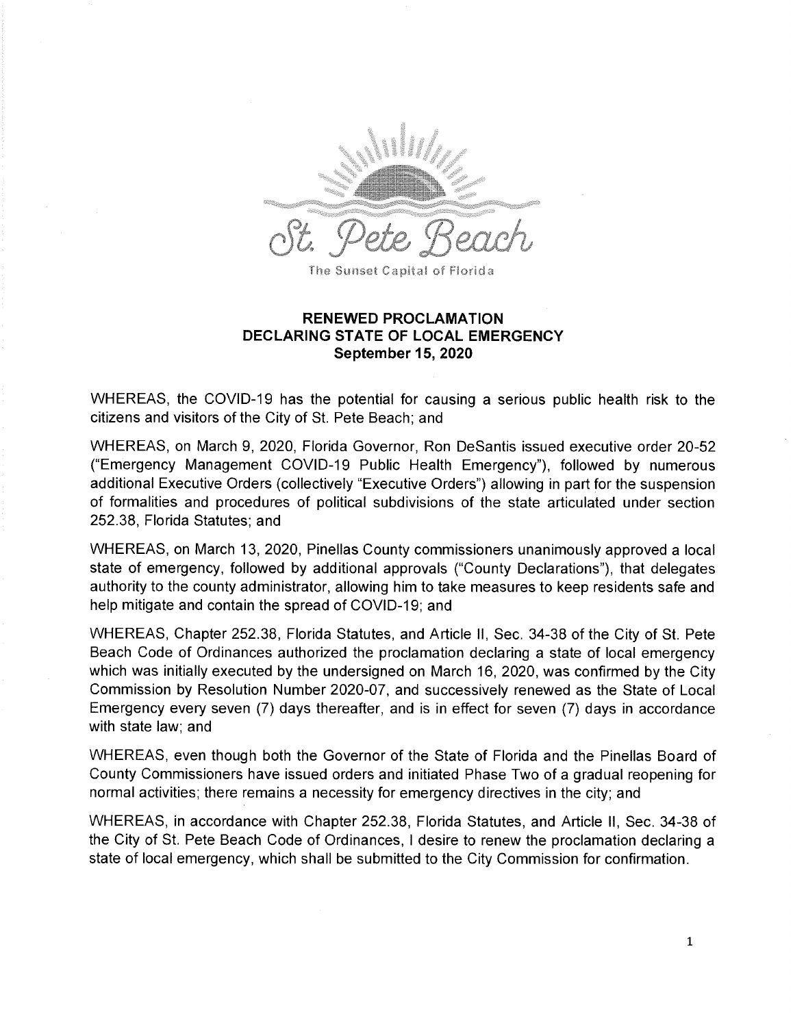St. Pete Beach

The Sunset Capital of Florida

## RENEWED PROCLAMATION DECLARING STATE OF LOCAL EMERGENCY
**September 15, 2020**

WHEREAS, the COVID-19 has the potential for causing a serious public health risk to the citizens and visitors of the City of St. Pete Beach; and

WHEREAS, on March 9, 2020, Florida Governor, Ron DeSantis issued executive order 20-52 ("Emergency Management COVID-19 Public Health Emergency"), followed by numerous additional Executive Orders (collectively "Executive Orders") allowing in part for the suspension of formalities and procedures of political subdivisions of the state articulated under section 252.38, Florida Statutes; and

WHEREAS, on March 13, 2020, Pinellas County commissioners unanimously approved a local state of emergency, followed by additional approvals ("County Declarations"), that delegates authority to the county administrator, allowing him to take measures to keep residents safe and help mitigate and contain the spread of COVID-19; and

WHEREAS, Chapter 252.38, Florida Statutes, and Article II, Sec. 34-38 of the City of St. Pete Beach Code of Ordinances authorized the proclamation declaring a state of local emergency which was initially executed by the undersigned on March 16, 2020, was confirmed by the City Commission by Resolution Number 2020-07, and successively renewed as the State of Local Emergency every seven (7) days thereafter, and is in effect for seven (7) days in accordance with state law; and

WHEREAS, even though both the Governor of the State of Florida and the Pinellas Board of County Commissioners have issued orders and initiated Phase Two of a gradual reopening for normal activities; there remains a necessity for emergency directives in the city; and

WHEREAS, in accordance with Chapter 252.38, Florida Statutes, and Article II, Sec. 34-38 of the City of St. Pete Beach Code of Ordinances, I desire to renew the proclamation declaring a state of local emergency, which shall be submitted to the City Commission for confirmation.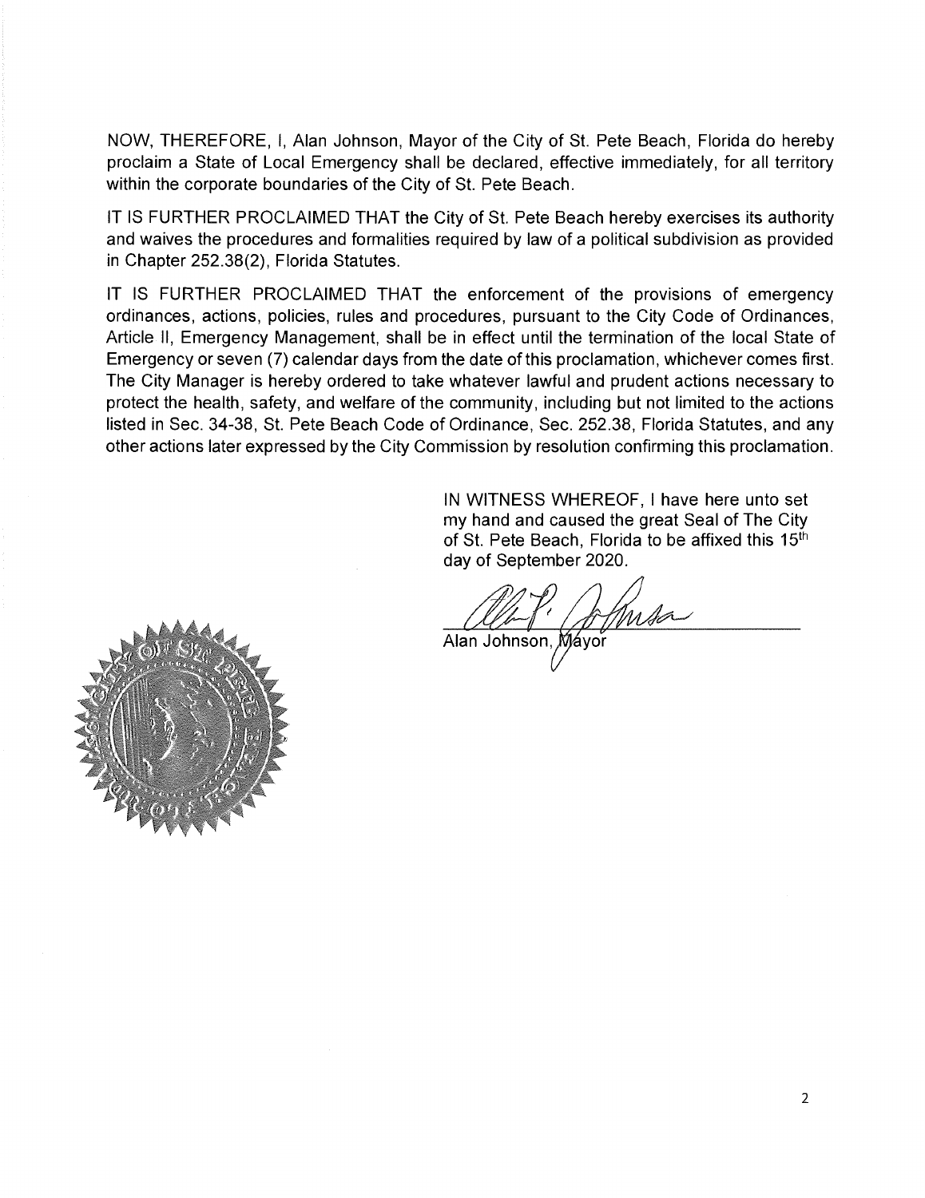NOW, THEREFORE, I, Alan Johnson, Mayor of the City of St. Pete Beach, Florida do hereby proclaim a State of Local Emergency shall be declared, effective immediately, for all territory within the corporate boundaries of the City of St. Pete Beach.

IT IS FURTHER PROCLAIMED THAT the City of St. Pete Beach hereby exercises its authority and waives the procedures and formalities required by law of a political subdivision as provided in Chapter 252.38(2), Florida Statutes.

IT IS FURTHER PROCLAIMED THAT the enforcement of the provisions of emergency ordinances, actions, policies, rules and procedures, pursuant to the City Code of Ordinances, Article II, Emergency Management, shall be in effect until the termination of the local State of Emergency or seven (7) calendar days from the date of this proclamation, whichever comes first. The City Manager is hereby ordered to take whatever lawful and prudent actions necessary to protect the health, safety, and welfare of the community, including but not limited to the actions listed in Sec. 34-38, St. Pete Beach Code of Ordinance, Sec. 252.38, Florida Statutes, and any other actions later expressed by the City Commission by resolution confirming this proclamation.

IN WITNESS WHEREOF, I have here unto set my hand and caused the great Seal of The City of St. Pete Beach, Florida to be affixed this 15th day of September 2020.

Alan Johnson, Mayor